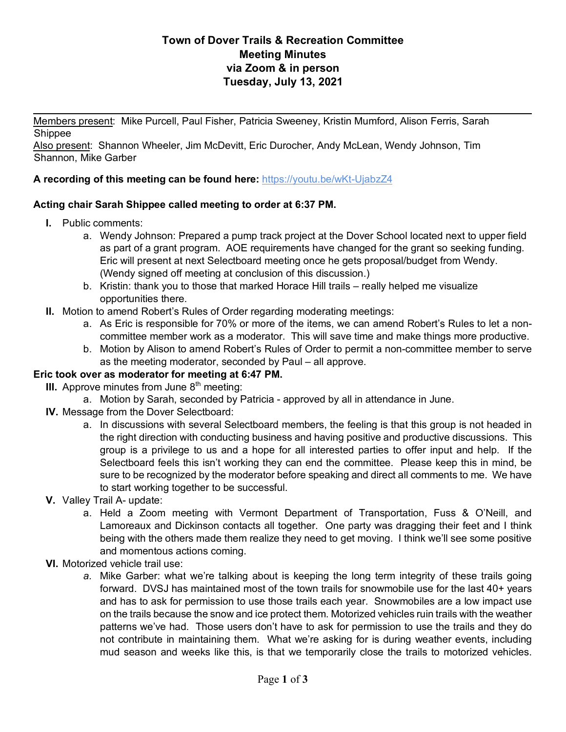# Town of Dover Trails & Recreation Committee
## Meeting Minutes
## via Zoom & in person
## Tuesday, July 13, 2021

Members present: Mike Purcell, Paul Fisher, Patricia Sweeney, Kristin Mumford, Alison Ferris, Sarah Shippee
Also present: Shannon Wheeler, Jim McDevitt, Eric Durocher, Andy McLean, Wendy Johnson, Tim Shannon, Mike Garber

**A recording of this meeting can be found here:** https://youtu.be/wKt-UjabzZ4

**Acting chair Sarah Shippee called meeting to order at 6:37 PM.**

- **I.** Public comments:
  - a. Wendy Johnson: Prepared a pump track project at the Dover School located next to upper field as part of a grant program. AOE requirements have changed for the grant so seeking funding. Eric will present at next Selectboard meeting once he gets proposal/budget from Wendy. (Wendy signed off meeting at conclusion of this discussion.)
  - b. Kristin: thank you to those that marked Horace Hill trails – really helped me visualize opportunities there.
- **II.** Motion to amend Robert's Rules of Order regarding moderating meetings:
  - a. As Eric is responsible for 70% or more of the items, we can amend Robert's Rules to let a non-committee member work as a moderator. This will save time and make things more productive.
  - b. Motion by Alison to amend Robert's Rules of Order to permit a non-committee member to serve as the meeting moderator, seconded by Paul – all approve.

**Eric took over as moderator for meeting at 6:47 PM.**

- **III.** Approve minutes from June 8th meeting:
  - a. Motion by Sarah, seconded by Patricia - approved by all in attendance in June.
- **IV.** Message from the Dover Selectboard:
  - a. In discussions with several Selectboard members, the feeling is that this group is not headed in the right direction with conducting business and having positive and productive discussions. This group is a privilege to us and a hope for all interested parties to offer input and help. If the Selectboard feels this isn't working they can end the committee. Please keep this in mind, be sure to be recognized by the moderator before speaking and direct all comments to me. We have to start working together to be successful.
- **V.** Valley Trail A- update:
  - a. Held a Zoom meeting with Vermont Department of Transportation, Fuss & O'Neill, and Lamoreaux and Dickinson contacts all together. One party was dragging their feet and I think being with the others made them realize they need to get moving. I think we'll see some positive and momentous actions coming.
- **VI.** Motorized vehicle trail use:
  - *a.* Mike Garber: what we're talking about is keeping the long term integrity of these trails going forward. DVSJ has maintained most of the town trails for snowmobile use for the last 40+ years and has to ask for permission to use those trails each year. Snowmobiles are a low impact use on the trails because the snow and ice protect them. Motorized vehicles ruin trails with the weather patterns we've had. Those users don't have to ask for permission to use the trails and they do not contribute in maintaining them. What we're asking for is during weather events, including mud season and weeks like this, is that we temporarily close the trails to motorized vehicles.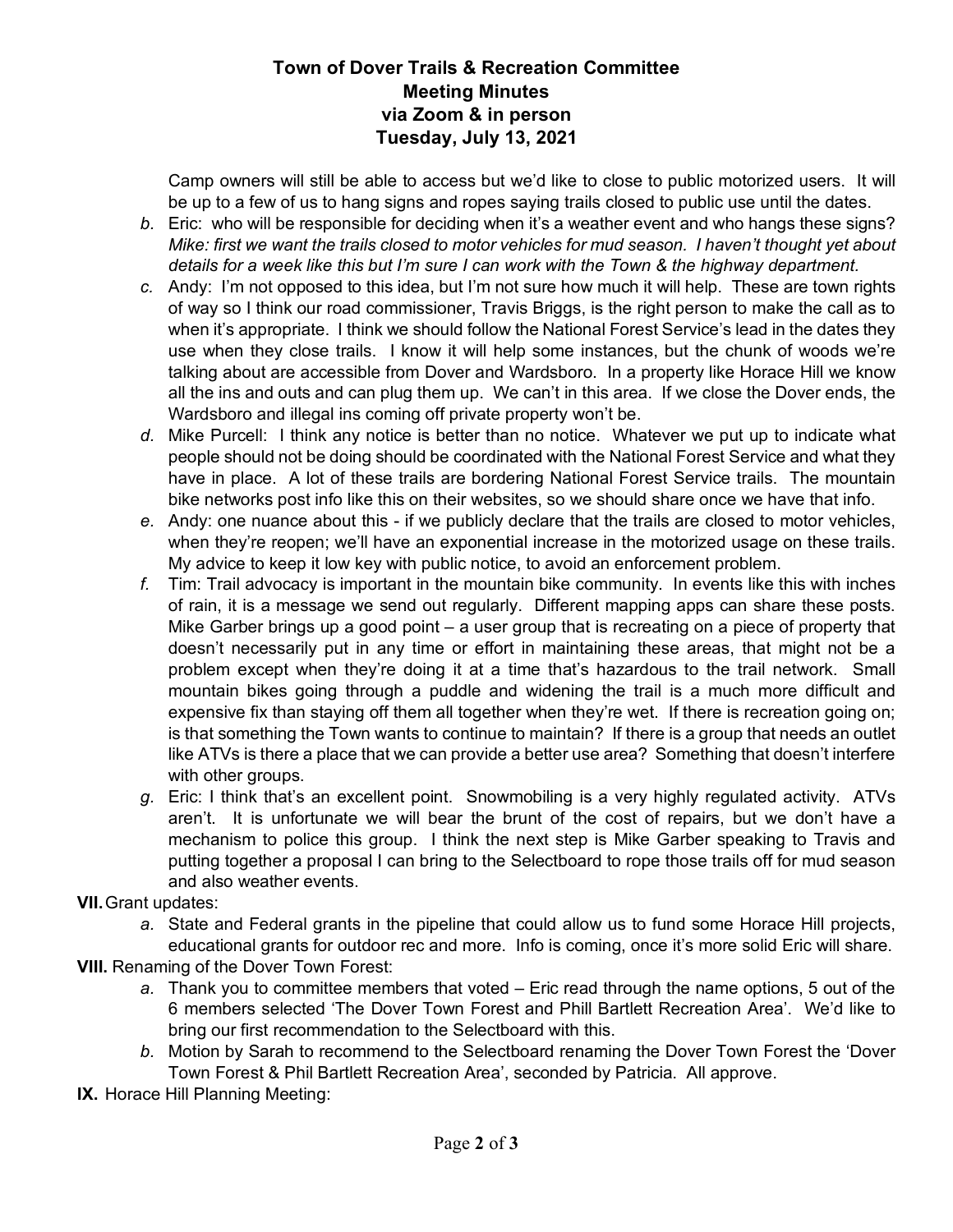**Town of Dover Trails & Recreation Committee**
**Meeting Minutes**
**via Zoom & in person**
**Tuesday, July 13, 2021**

Camp owners will still be able to access but we'd like to close to public motorized users. It will be up to a few of us to hang signs and ropes saying trails closed to public use until the dates.

- *b.* Eric: who will be responsible for deciding when it's a weather event and who hangs these signs? *Mike: first we want the trails closed to motor vehicles for mud season. I haven't thought yet about details for a week like this but I'm sure I can work with the Town & the highway department.*
- *c.* Andy: I'm not opposed to this idea, but I'm not sure how much it will help. These are town rights of way so I think our road commissioner, Travis Briggs, is the right person to make the call as to when it's appropriate. I think we should follow the National Forest Service's lead in the dates they use when they close trails. I know it will help some instances, but the chunk of woods we're talking about are accessible from Dover and Wardsboro. In a property like Horace Hill we know all the ins and outs and can plug them up. We can't in this area. If we close the Dover ends, the Wardsboro and illegal ins coming off private property won't be.
- *d.* Mike Purcell: I think any notice is better than no notice. Whatever we put up to indicate what people should not be doing should be coordinated with the National Forest Service and what they have in place. A lot of these trails are bordering National Forest Service trails. The mountain bike networks post info like this on their websites, so we should share once we have that info.
- *e.* Andy: one nuance about this - if we publicly declare that the trails are closed to motor vehicles, when they're reopen; we'll have an exponential increase in the motorized usage on these trails. My advice to keep it low key with public notice, to avoid an enforcement problem.
- *f.* Tim: Trail advocacy is important in the mountain bike community. In events like this with inches of rain, it is a message we send out regularly. Different mapping apps can share these posts. Mike Garber brings up a good point – a user group that is recreating on a piece of property that doesn't necessarily put in any time or effort in maintaining these areas, that might not be a problem except when they're doing it at a time that's hazardous to the trail network. Small mountain bikes going through a puddle and widening the trail is a much more difficult and expensive fix than staying off them all together when they're wet. If there is recreation going on; is that something the Town wants to continue to maintain? If there is a group that needs an outlet like ATVs is there a place that we can provide a better use area? Something that doesn't interfere with other groups.
- *g.* Eric: I think that's an excellent point. Snowmobiling is a very highly regulated activity. ATVs aren't. It is unfortunate we will bear the brunt of the cost of repairs, but we don't have a mechanism to police this group. I think the next step is Mike Garber speaking to Travis and putting together a proposal I can bring to the Selectboard to rope those trails off for mud season and also weather events.

**VII.** Grant updates:

- *a.* State and Federal grants in the pipeline that could allow us to fund some Horace Hill projects, educational grants for outdoor rec and more. Info is coming, once it's more solid Eric will share.

**VIII.** Renaming of the Dover Town Forest:

- *a.* Thank you to committee members that voted – Eric read through the name options, 5 out of the 6 members selected 'The Dover Town Forest and Phill Bartlett Recreation Area'. We'd like to bring our first recommendation to the Selectboard with this.
- *b.* Motion by Sarah to recommend to the Selectboard renaming the Dover Town Forest the 'Dover Town Forest & Phil Bartlett Recreation Area', seconded by Patricia. All approve.

**IX.** Horace Hill Planning Meeting: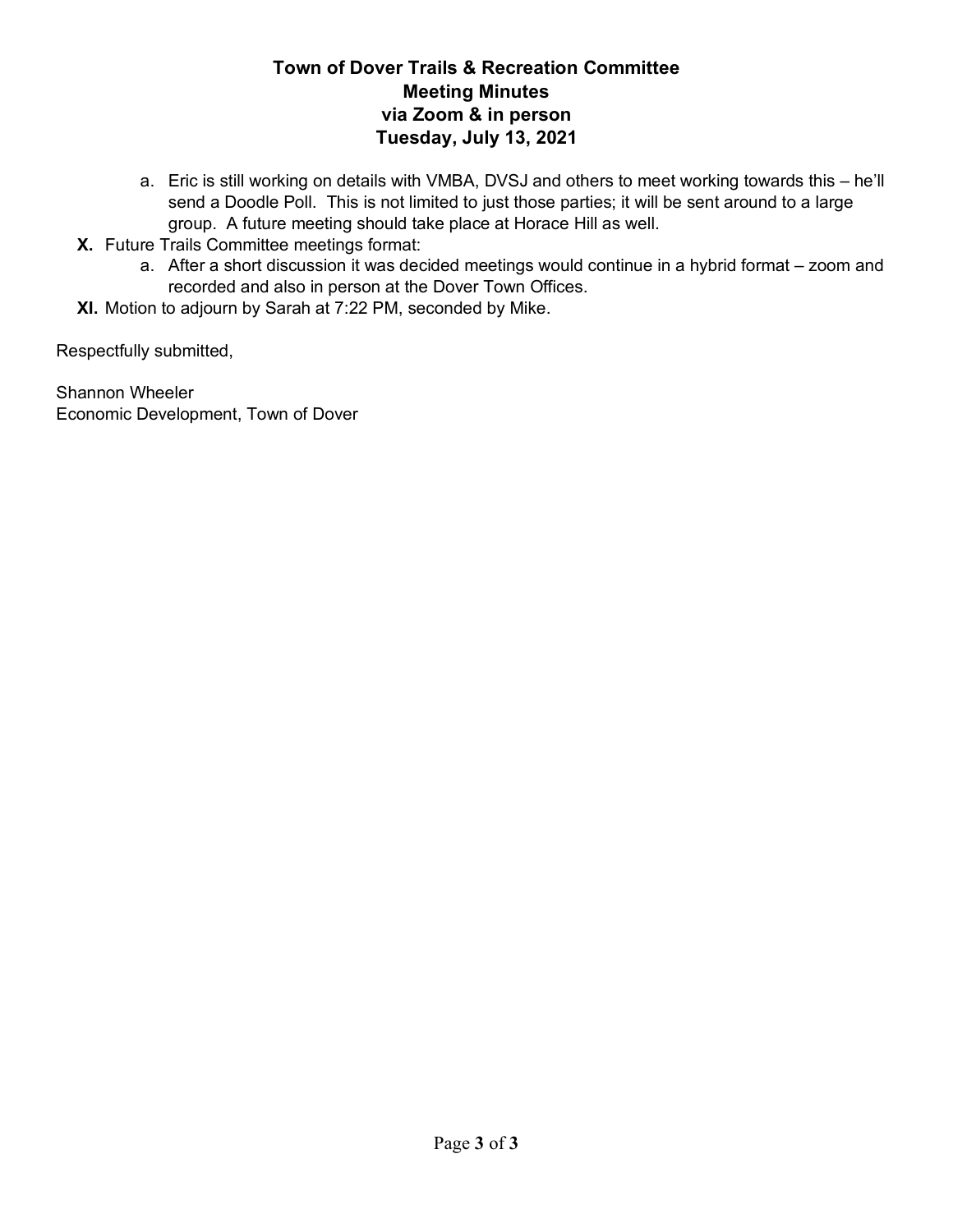**Town of Dover Trails & Recreation Committee**
**Meeting Minutes**
**via Zoom & in person**
**Tuesday, July 13, 2021**

  a. Eric is still working on details with VMBA, DVSJ and others to meet working towards this – he'll send a Doodle Poll. This is not limited to just those parties; it will be sent around to a large group. A future meeting should take place at Horace Hill as well.

**X.** Future Trails Committee meetings format:

  a. After a short discussion it was decided meetings would continue in a hybrid format – zoom and recorded and also in person at the Dover Town Offices.

**XI.** Motion to adjourn by Sarah at 7:22 PM, seconded by Mike.

Respectfully submitted,

Shannon Wheeler
Economic Development, Town of Dover